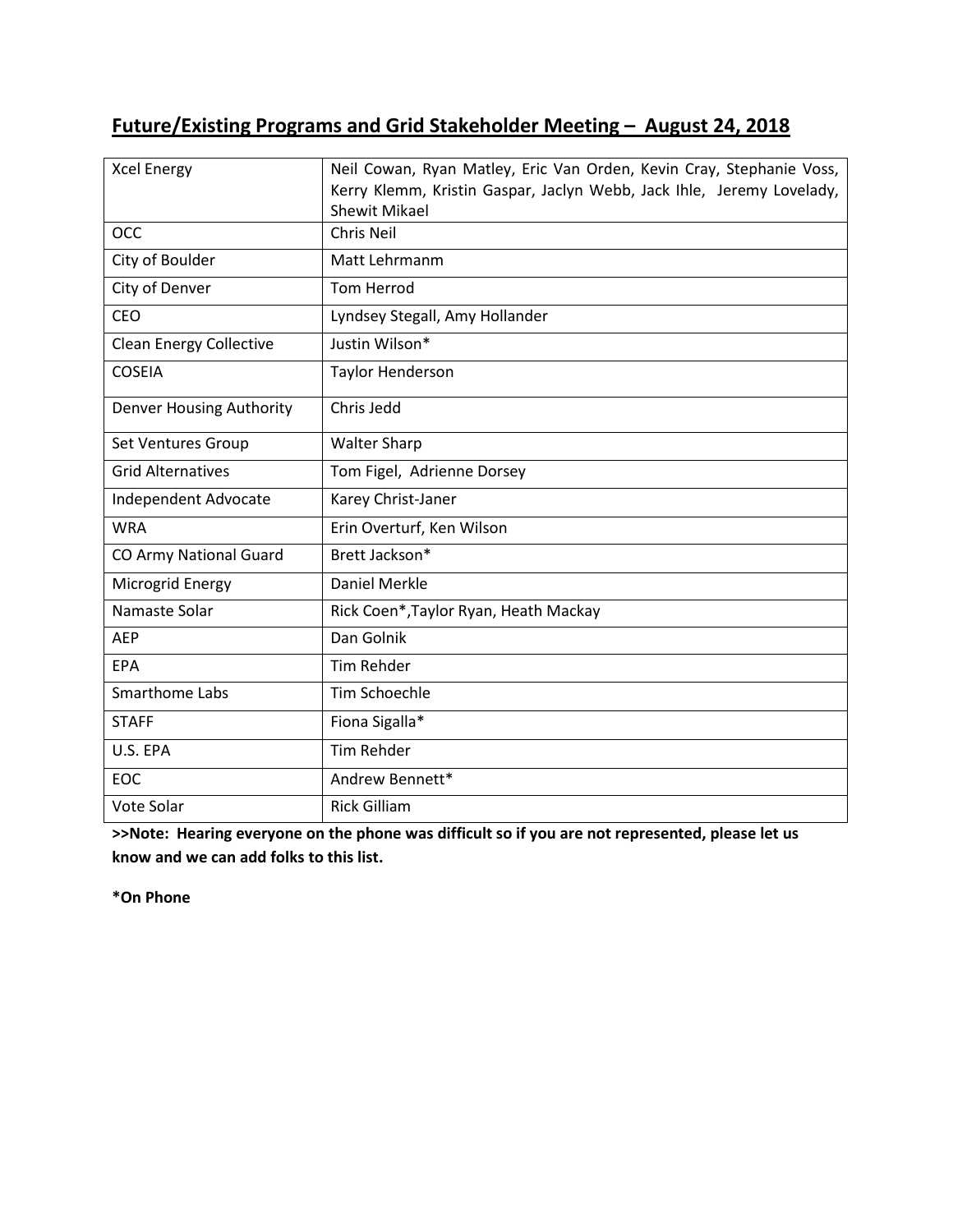## Future/Existing Programs and Grid Stakeholder Meeting – August 24, 2018

| | |
|---|---|
| Xcel Energy | Neil Cowan, Ryan Matley, Eric Van Orden, Kevin Cray, Stephanie Voss, Kerry Klemm, Kristin Gaspar, Jaclyn Webb, Jack Ihle, Jeremy Lovelady, Shewit Mikael |
| OCC | Chris Neil |
| City of Boulder | Matt Lehrmanm |
| City of Denver | Tom Herrod |
| CEO | Lyndsey Stegall, Amy Hollander |
| Clean Energy Collective | Justin Wilson* |
| COSEIA | Taylor Henderson |
| Denver Housing Authority | Chris Jedd |
| Set Ventures Group | Walter Sharp |
| Grid Alternatives | Tom Figel, Adrienne Dorsey |
| Independent Advocate | Karey Christ-Janer |
| WRA | Erin Overturf, Ken Wilson |
| CO Army National Guard | Brett Jackson* |
| Microgrid Energy | Daniel Merkle |
| Namaste Solar | Rick Coen*,Taylor Ryan, Heath Mackay |
| AEP | Dan Golnik |
| EPA | Tim Rehder |
| Smarthome Labs | Tim Schoechle |
| STAFF | Fiona Sigalla* |
| U.S. EPA | Tim Rehder |
| EOC | Andrew Bennett* |
| Vote Solar | Rick Gilliam |

**>>Note: Hearing everyone on the phone was difficult so if you are not represented, please let us know and we can add folks to this list.**

**\*On Phone**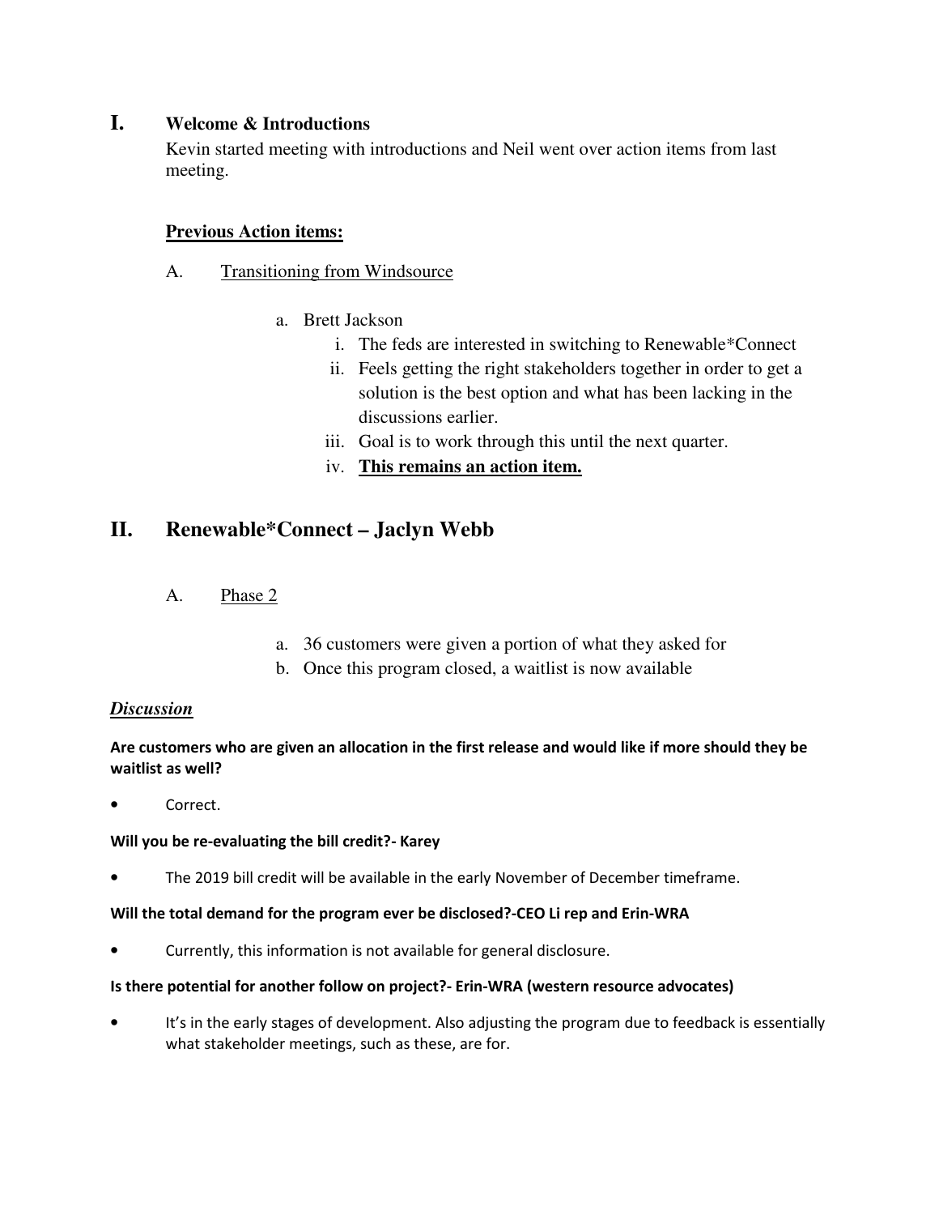## I. Welcome & Introductions

Kevin started meeting with introductions and Neil went over action items from last meeting.

**Previous Action items:**

A. Transitioning from Windsource

a. Brett Jackson
   i. The feds are interested in switching to Renewable*Connect
   ii. Feels getting the right stakeholders together in order to get a solution is the best option and what has been lacking in the discussions earlier.
   iii. Goal is to work through this until the next quarter.
   iv. **This remains an action item.**

## II. Renewable*Connect – Jaclyn Webb

A. Phase 2

a. 36 customers were given a portion of what they asked for
b. Once this program closed, a waitlist is now available

***Discussion***

**Are customers who are given an allocation in the first release and would like if more should they be waitlist as well?**

- Correct.

**Will you be re-evaluating the bill credit?- Karey**

- The 2019 bill credit will be available in the early November of December timeframe.

**Will the total demand for the program ever be disclosed?-CEO Li rep and Erin-WRA**

- Currently, this information is not available for general disclosure.

**Is there potential for another follow on project?- Erin-WRA (western resource advocates)**

- It's in the early stages of development. Also adjusting the program due to feedback is essentially what stakeholder meetings, such as these, are for.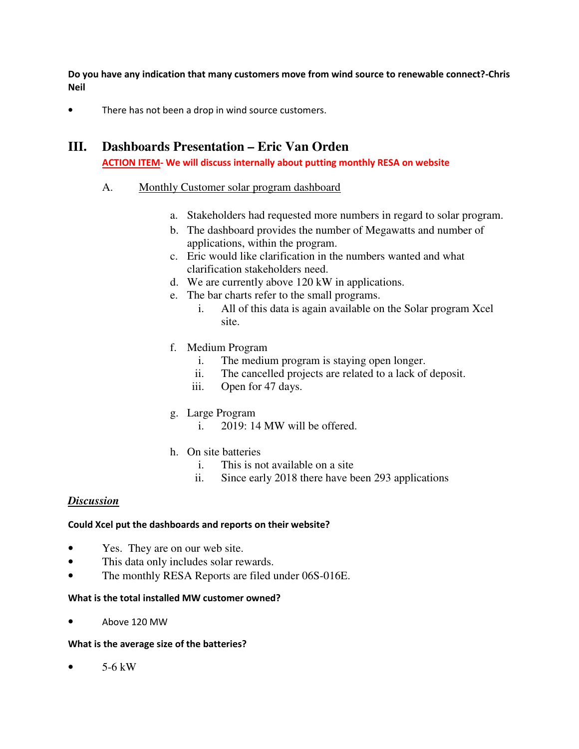**Do you have any indication that many customers move from wind source to renewable connect?-Chris Neil**

- There has not been a drop in wind source customers.

## III. Dashboards Presentation – Eric Van Orden

**ACTION ITEM- We will discuss internally about putting monthly RESA on website**

A. Monthly Customer solar program dashboard

a. Stakeholders had requested more numbers in regard to solar program.
b. The dashboard provides the number of Megawatts and number of applications, within the program.
c. Eric would like clarification in the numbers wanted and what clarification stakeholders need.
d. We are currently above 120 kW in applications.
e. The bar charts refer to the small programs.
   i. All of this data is again available on the Solar program Xcel site.

f. Medium Program
   i. The medium program is staying open longer.
   ii. The cancelled projects are related to a lack of deposit.
   iii. Open for 47 days.

g. Large Program
   i. 2019: 14 MW will be offered.

h. On site batteries
   i. This is not available on a site
   ii. Since early 2018 there have been 293 applications

***Discussion***

**Could Xcel put the dashboards and reports on their website?**

- Yes. They are on our web site.
- This data only includes solar rewards.
- The monthly RESA Reports are filed under 06S-016E.

**What is the total installed MW customer owned?**

- Above 120 MW

**What is the average size of the batteries?**

- 5-6 kW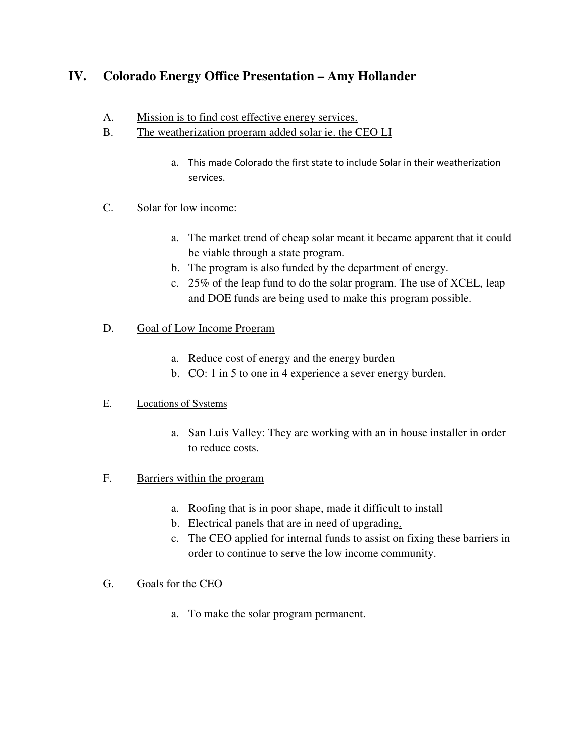## IV. Colorado Energy Office Presentation – Amy Hollander

A. Mission is to find cost effective energy services.

B. The weatherization program added solar ie. the CEO LI

   a. This made Colorado the first state to include Solar in their weatherization services.

C. Solar for low income:

   a. The market trend of cheap solar meant it became apparent that it could be viable through a state program.
   b. The program is also funded by the department of energy.
   c. 25% of the leap fund to do the solar program. The use of XCEL, leap and DOE funds are being used to make this program possible.

D. Goal of Low Income Program

   a. Reduce cost of energy and the energy burden
   b. CO: 1 in 5 to one in 4 experience a sever energy burden.

E. Locations of Systems

   a. San Luis Valley: They are working with an in house installer in order to reduce costs.

F. Barriers within the program

   a. Roofing that is in poor shape, made it difficult to install
   b. Electrical panels that are in need of upgrading.
   c. The CEO applied for internal funds to assist on fixing these barriers in order to continue to serve the low income community.

G. Goals for the CEO

   a. To make the solar program permanent.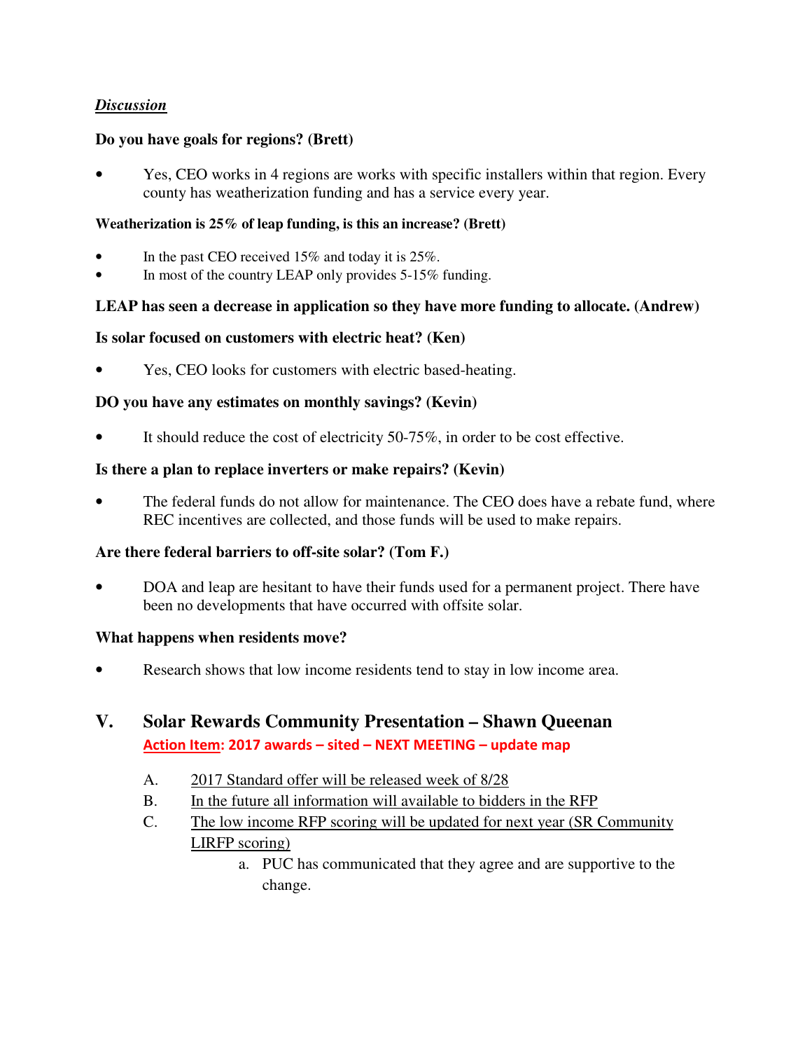***Discussion***

**Do you have goals for regions? (Brett)**

- Yes, CEO works in 4 regions are works with specific installers within that region. Every county has weatherization funding and has a service every year.

**Weatherization is 25% of leap funding, is this an increase? (Brett)**

- In the past CEO received 15% and today it is 25%.
- In most of the country LEAP only provides 5-15% funding.

**LEAP has seen a decrease in application so they have more funding to allocate. (Andrew)**

**Is solar focused on customers with electric heat? (Ken)**

- Yes, CEO looks for customers with electric based-heating.

**DO you have any estimates on monthly savings? (Kevin)**

- It should reduce the cost of electricity 50-75%, in order to be cost effective.

**Is there a plan to replace inverters or make repairs? (Kevin)**

- The federal funds do not allow for maintenance. The CEO does have a rebate fund, where REC incentives are collected, and those funds will be used to make repairs.

**Are there federal barriers to off-site solar? (Tom F.)**

- DOA and leap are hesitant to have their funds used for a permanent project. There have been no developments that have occurred with offsite solar.

**What happens when residents move?**

- Research shows that low income residents tend to stay in low income area.

## V. Solar Rewards Community Presentation – Shawn Queenan

**Action Item: 2017 awards – sited – NEXT MEETING – update map**

A. 2017 Standard offer will be released week of 8/28

B. In the future all information will available to bidders in the RFP

C. The low income RFP scoring will be updated for next year (SR Community LIRFP scoring)

   a. PUC has communicated that they agree and are supportive to the change.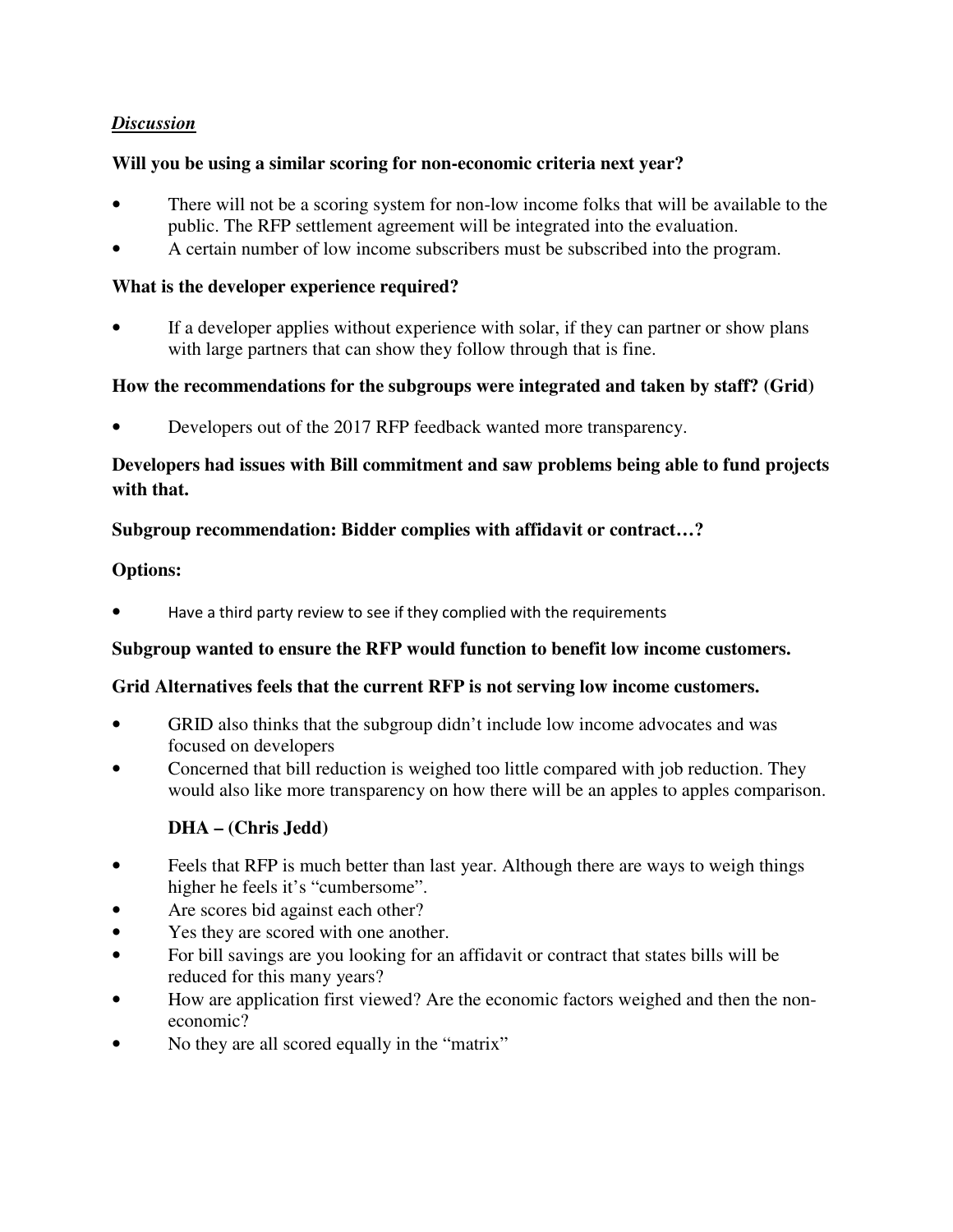***Discussion***

**Will you be using a similar scoring for non-economic criteria next year?**

- There will not be a scoring system for non-low income folks that will be available to the public. The RFP settlement agreement will be integrated into the evaluation.
- A certain number of low income subscribers must be subscribed into the program.

**What is the developer experience required?**

- If a developer applies without experience with solar, if they can partner or show plans with large partners that can show they follow through that is fine.

**How the recommendations for the subgroups were integrated and taken by staff? (Grid)**

- Developers out of the 2017 RFP feedback wanted more transparency.

**Developers had issues with Bill commitment and saw problems being able to fund projects with that.**

**Subgroup recommendation: Bidder complies with affidavit or contract…?**

**Options:**

- Have a third party review to see if they complied with the requirements

**Subgroup wanted to ensure the RFP would function to benefit low income customers.**

**Grid Alternatives feels that the current RFP is not serving low income customers.**

- GRID also thinks that the subgroup didn't include low income advocates and was focused on developers
- Concerned that bill reduction is weighed too little compared with job reduction. They would also like more transparency on how there will be an apples to apples comparison.

**DHA – (Chris Jedd)**

- Feels that RFP is much better than last year. Although there are ways to weigh things higher he feels it's "cumbersome".
- Are scores bid against each other?
- Yes they are scored with one another.
- For bill savings are you looking for an affidavit or contract that states bills will be reduced for this many years?
- How are application first viewed? Are the economic factors weighed and then the non-economic?
- No they are all scored equally in the "matrix"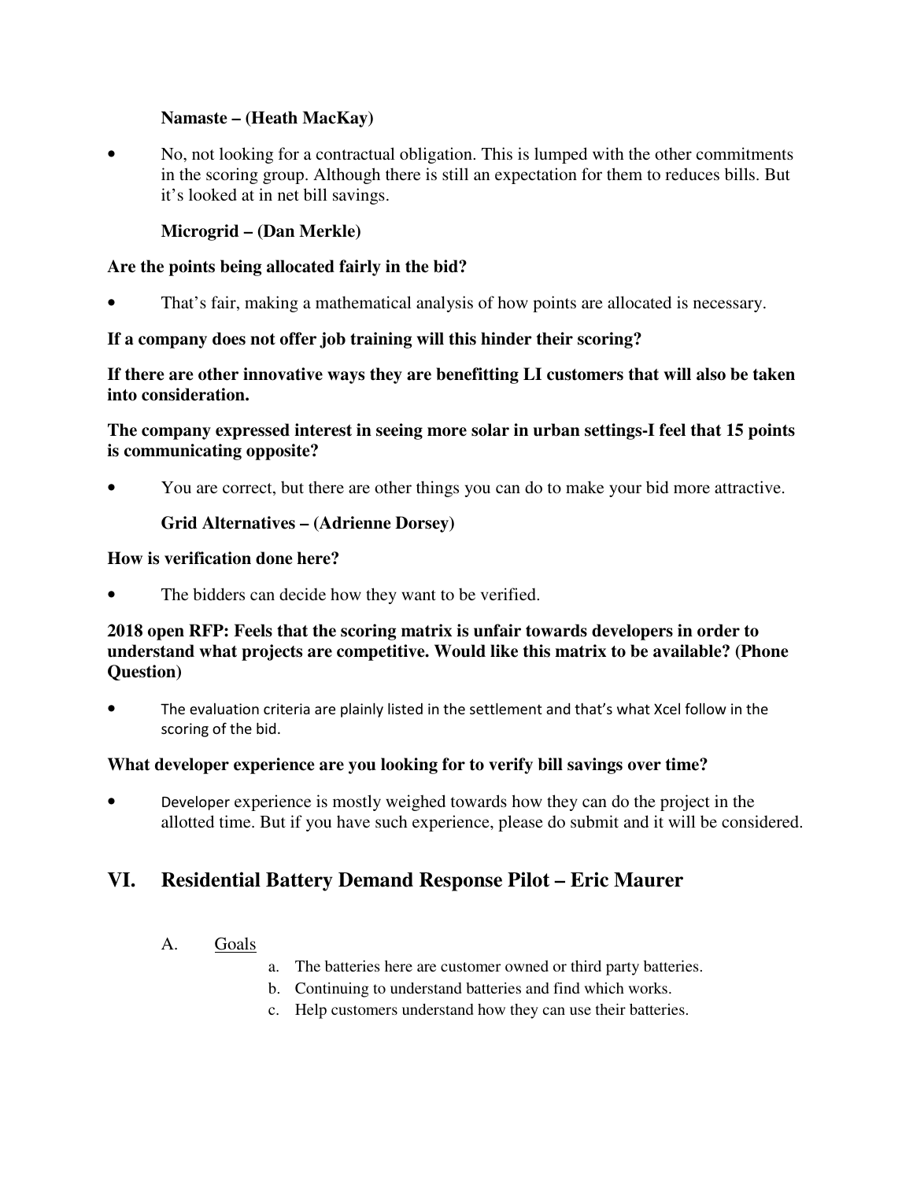**Namaste – (Heath MacKay)**

- No, not looking for a contractual obligation. This is lumped with the other commitments in the scoring group. Although there is still an expectation for them to reduces bills. But it's looked at in net bill savings.

**Microgrid – (Dan Merkle)**

**Are the points being allocated fairly in the bid?**

- That's fair, making a mathematical analysis of how points are allocated is necessary.

**If a company does not offer job training will this hinder their scoring?**

**If there are other innovative ways they are benefitting LI customers that will also be taken into consideration.**

**The company expressed interest in seeing more solar in urban settings-I feel that 15 points is communicating opposite?**

- You are correct, but there are other things you can do to make your bid more attractive.

**Grid Alternatives – (Adrienne Dorsey)**

**How is verification done here?**

- The bidders can decide how they want to be verified.

**2018 open RFP: Feels that the scoring matrix is unfair towards developers in order to understand what projects are competitive. Would like this matrix to be available? (Phone Question)**

- The evaluation criteria are plainly listed in the settlement and that's what Xcel follow in the scoring of the bid.

**What developer experience are you looking for to verify bill savings over time?**

- Developer experience is mostly weighed towards how they can do the project in the allotted time. But if you have such experience, please do submit and it will be considered.

## VI. Residential Battery Demand Response Pilot – Eric Maurer

A. Goals

a. The batteries here are customer owned or third party batteries.

b. Continuing to understand batteries and find which works.

c. Help customers understand how they can use their batteries.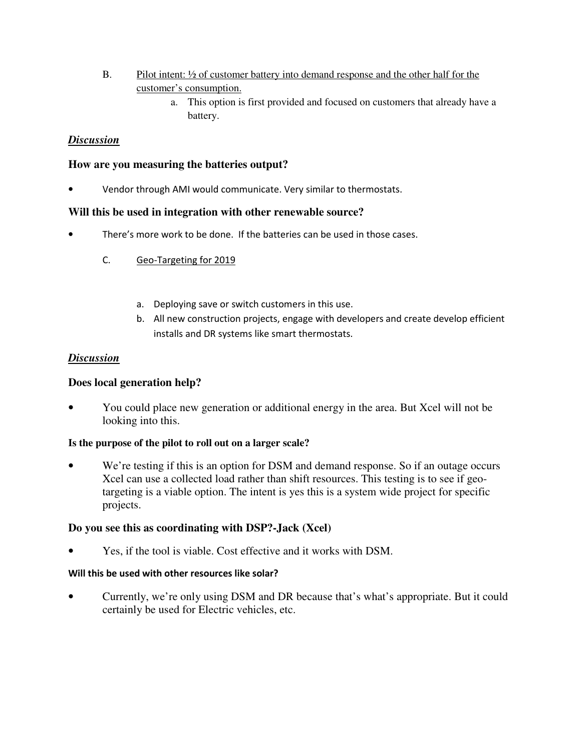B. <u>Pilot intent: ½ of customer battery into demand response and the other half for the customer's consumption.</u>

  a. This option is first provided and focused on customers that already have a battery.

***<u>Discussion</u>***

### How are you measuring the batteries output?

- Vendor through AMI would communicate. Very similar to thermostats.

### Will this be used in integration with other renewable source?

- There's more work to be done. If the batteries can be used in those cases.

C. <u>Geo-Targeting for 2019</u>

  a. Deploying save or switch customers in this use.
  b. All new construction projects, engage with developers and create develop efficient installs and DR systems like smart thermostats.

***<u>Discussion</u>***

### Does local generation help?

- You could place new generation or additional energy in the area. But Xcel will not be looking into this.

#### Is the purpose of the pilot to roll out on a larger scale?

- We're testing if this is an option for DSM and demand response. So if an outage occurs Xcel can use a collected load rather than shift resources. This testing is to see if geo-targeting is a viable option. The intent is yes this is a system wide project for specific projects.

### Do you see this as coordinating with DSP?-Jack (Xcel)

- Yes, if the tool is viable. Cost effective and it works with DSM.

#### Will this be used with other resources like solar?

- Currently, we're only using DSM and DR because that's what's appropriate. But it could certainly be used for Electric vehicles, etc.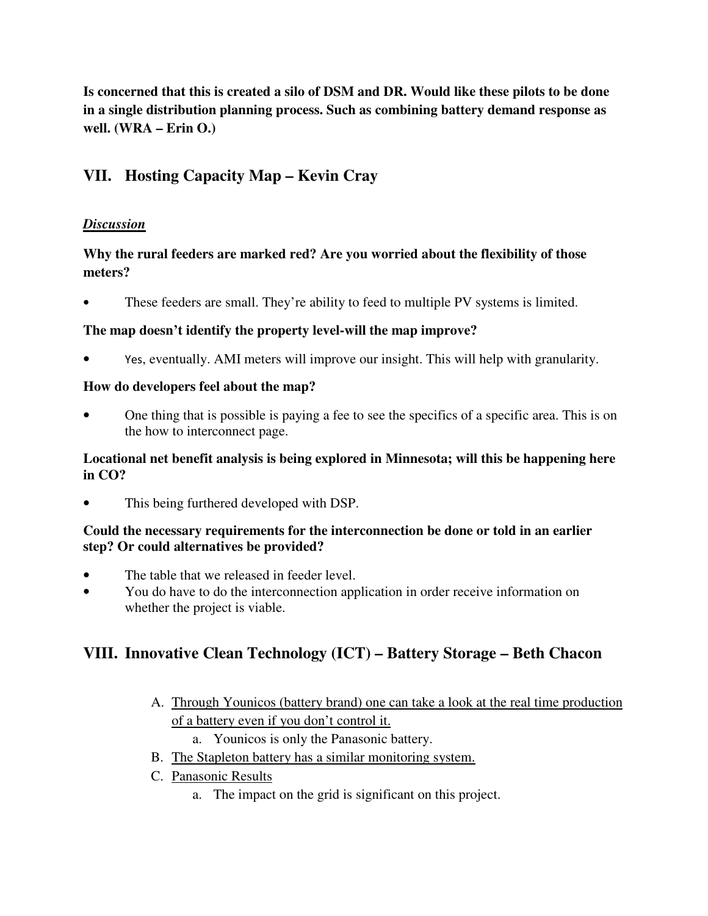**Is concerned that this is created a silo of DSM and DR. Would like these pilots to be done in a single distribution planning process. Such as combining battery demand response as well. (WRA – Erin O.)**

## VII. Hosting Capacity Map – Kevin Cray

***Discussion***

**Why the rural feeders are marked red? Are you worried about the flexibility of those meters?**

- These feeders are small. They're ability to feed to multiple PV systems is limited.

**The map doesn't identify the property level-will the map improve?**

- Yes, eventually. AMI meters will improve our insight. This will help with granularity.

**How do developers feel about the map?**

- One thing that is possible is paying a fee to see the specifics of a specific area. This is on the how to interconnect page.

**Locational net benefit analysis is being explored in Minnesota; will this be happening here in CO?**

- This being furthered developed with DSP.

**Could the necessary requirements for the interconnection be done or told in an earlier step? Or could alternatives be provided?**

- The table that we released in feeder level.
- You do have to do the interconnection application in order receive information on whether the project is viable.

## VIII. Innovative Clean Technology (ICT) – Battery Storage – Beth Chacon

A. Through Younicos (battery brand) one can take a look at the real time production of a battery even if you don't control it.
   a. Younicos is only the Panasonic battery.

B. The Stapleton battery has a similar monitoring system.

C. Panasonic Results
   a. The impact on the grid is significant on this project.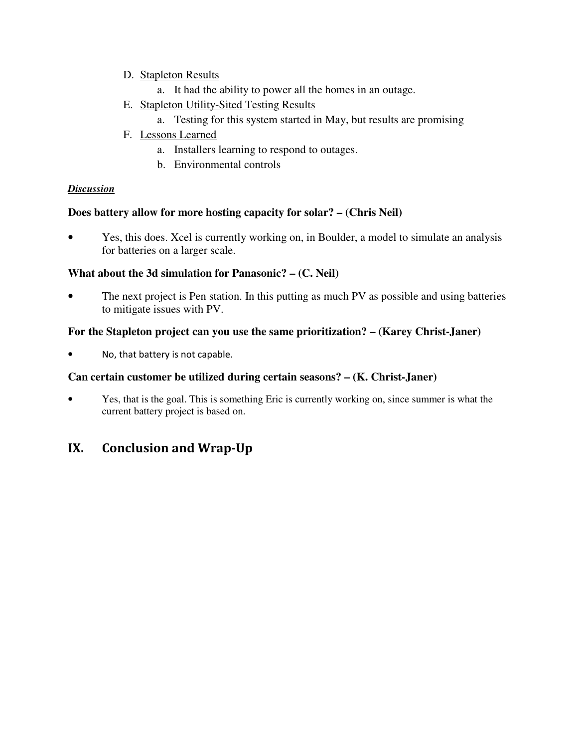D. Stapleton Results
    a. It had the ability to power all the homes in an outage.

E. Stapleton Utility-Sited Testing Results
    a. Testing for this system started in May, but results are promising

F. Lessons Learned
    a. Installers learning to respond to outages.
    b. Environmental controls

***Discussion***

**Does battery allow for more hosting capacity for solar? – (Chris Neil)**

- Yes, this does. Xcel is currently working on, in Boulder, a model to simulate an analysis for batteries on a larger scale.

**What about the 3d simulation for Panasonic? – (C. Neil)**

- The next project is Pen station. In this putting as much PV as possible and using batteries to mitigate issues with PV.

**For the Stapleton project can you use the same prioritization? – (Karey Christ-Janer)**

- No, that battery is not capable.

**Can certain customer be utilized during certain seasons? – (K. Christ-Janer)**

- Yes, that is the goal. This is something Eric is currently working on, since summer is what the current battery project is based on.

## IX. Conclusion and Wrap-Up